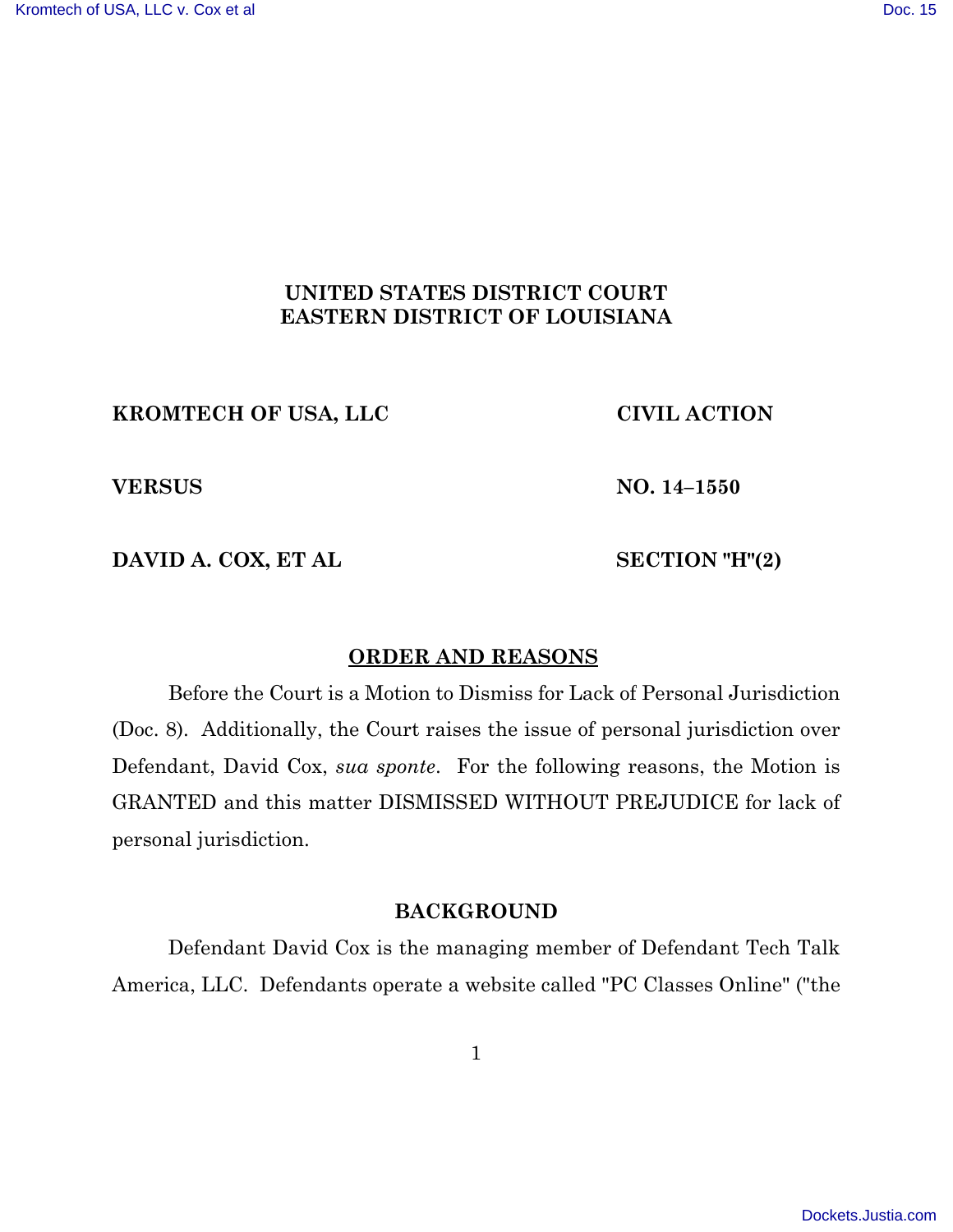**UNITED STATES DISTRICT COURT**
**EASTERN DISTRICT OF LOUISIANA**

| | |
|---|---|
| **KROMTECH OF USA, LLC** | **CIVIL ACTION** |
| **VERSUS** | **NO. 14–1550** |
| **DAVID A. COX, ET AL** | **SECTION "H"(2)** |

## ORDER AND REASONS

Before the Court is a Motion to Dismiss for Lack of Personal Jurisdiction (Doc. 8). Additionally, the Court raises the issue of personal jurisdiction over Defendant, David Cox, *sua sponte*. For the following reasons, the Motion is GRANTED and this matter DISMISSED WITHOUT PREJUDICE for lack of personal jurisdiction.

## BACKGROUND

Defendant David Cox is the managing member of Defendant Tech Talk America, LLC. Defendants operate a website called "PC Classes Online" ("the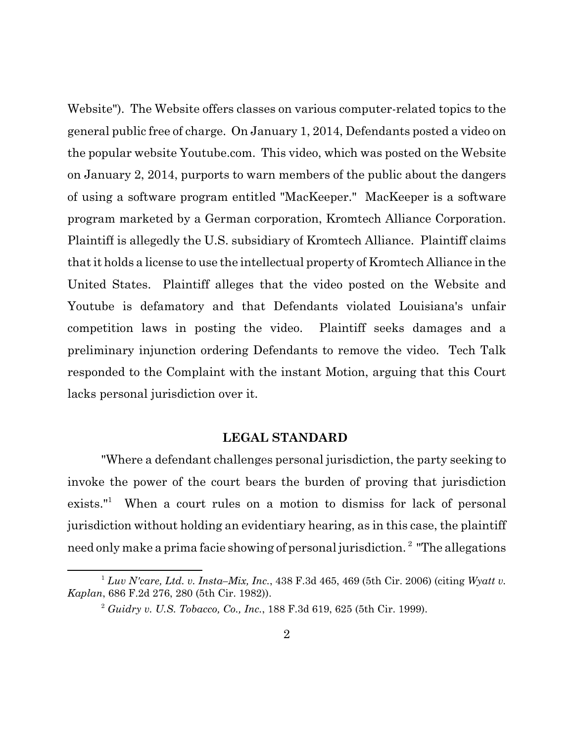Website"). The Website offers classes on various computer-related topics to the general public free of charge. On January 1, 2014, Defendants posted a video on the popular website Youtube.com. This video, which was posted on the Website on January 2, 2014, purports to warn members of the public about the dangers of using a software program entitled "MacKeeper." MacKeeper is a software program marketed by a German corporation, Kromtech Alliance Corporation. Plaintiff is allegedly the U.S. subsidiary of Kromtech Alliance. Plaintiff claims that it holds a license to use the intellectual property of Kromtech Alliance in the United States. Plaintiff alleges that the video posted on the Website and Youtube is defamatory and that Defendants violated Louisiana's unfair competition laws in posting the video. Plaintiff seeks damages and a preliminary injunction ordering Defendants to remove the video. Tech Talk responded to the Complaint with the instant Motion, arguing that this Court lacks personal jurisdiction over it.

## LEGAL STANDARD

"Where a defendant challenges personal jurisdiction, the party seeking to invoke the power of the court bears the burden of proving that jurisdiction exists."[1] When a court rules on a motion to dismiss for lack of personal jurisdiction without holding an evidentiary hearing, as in this case, the plaintiff need only make a prima facie showing of personal jurisdiction.[2] "The allegations

---

[1] *Luv N'care, Ltd. v. Insta–Mix, Inc.*, 438 F.3d 465, 469 (5th Cir. 2006) (citing *Wyatt v. Kaplan*, 686 F.2d 276, 280 (5th Cir. 1982)).

[2] *Guidry v. U.S. Tobacco, Co., Inc.*, 188 F.3d 619, 625 (5th Cir. 1999).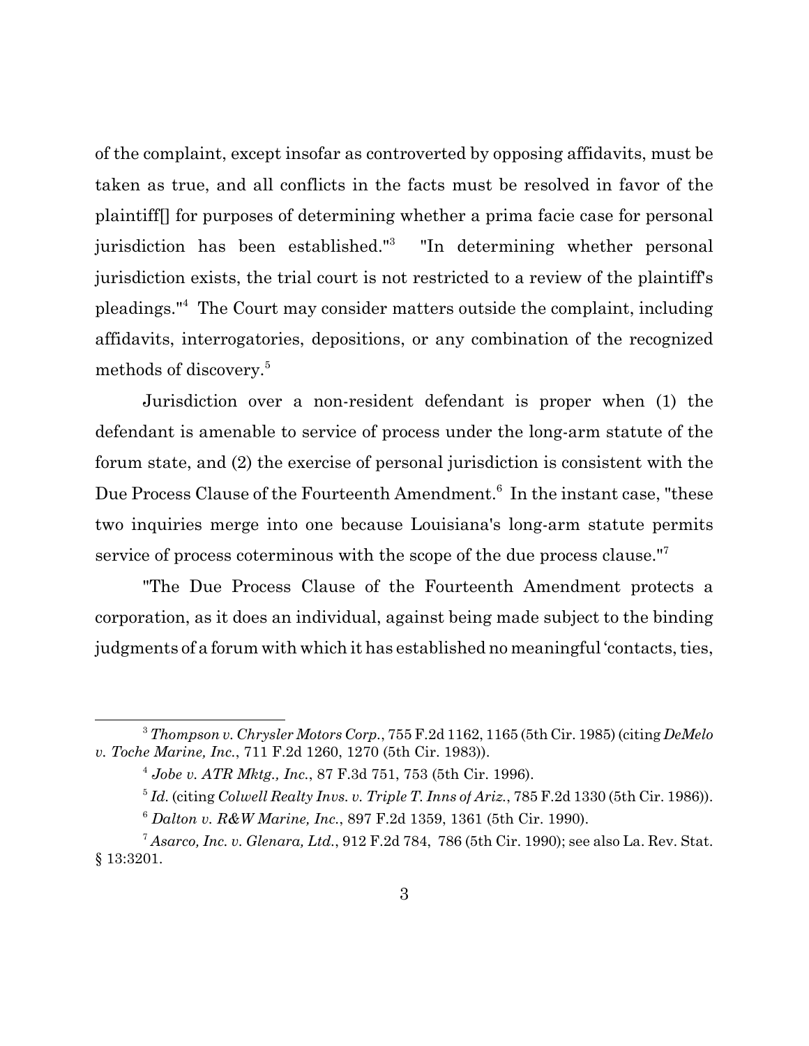of the complaint, except insofar as controverted by opposing affidavits, must be taken as true, and all conflicts in the facts must be resolved in favor of the plaintiff[] for purposes of determining whether a prima facie case for personal jurisdiction has been established."[3] "In determining whether personal jurisdiction exists, the trial court is not restricted to a review of the plaintiff's pleadings."[4] The Court may consider matters outside the complaint, including affidavits, interrogatories, depositions, or any combination of the recognized methods of discovery.[5]

Jurisdiction over a non-resident defendant is proper when (1) the defendant is amenable to service of process under the long-arm statute of the forum state, and (2) the exercise of personal jurisdiction is consistent with the Due Process Clause of the Fourteenth Amendment.[6] In the instant case, "these two inquiries merge into one because Louisiana's long-arm statute permits service of process coterminous with the scope of the due process clause."[7]

"The Due Process Clause of the Fourteenth Amendment protects a corporation, as it does an individual, against being made subject to the binding judgments of a forum with which it has established no meaningful 'contacts, ties,

---

[3] *Thompson v. Chrysler Motors Corp.*, 755 F.2d 1162, 1165 (5th Cir. 1985) (citing *DeMelo v. Toche Marine, Inc.*, 711 F.2d 1260, 1270 (5th Cir. 1983)).

[4] *Jobe v. ATR Mktg., Inc.*, 87 F.3d 751, 753 (5th Cir. 1996).

[5] *Id.* (citing *Colwell Realty Invs. v. Triple T. Inns of Ariz.*, 785 F.2d 1330 (5th Cir. 1986)).

[6] *Dalton v. R&W Marine, Inc.*, 897 F.2d 1359, 1361 (5th Cir. 1990).

[7] *Asarco, Inc. v. Glenara, Ltd.*, 912 F.2d 784, 786 (5th Cir. 1990); see also La. Rev. Stat. § 13:3201.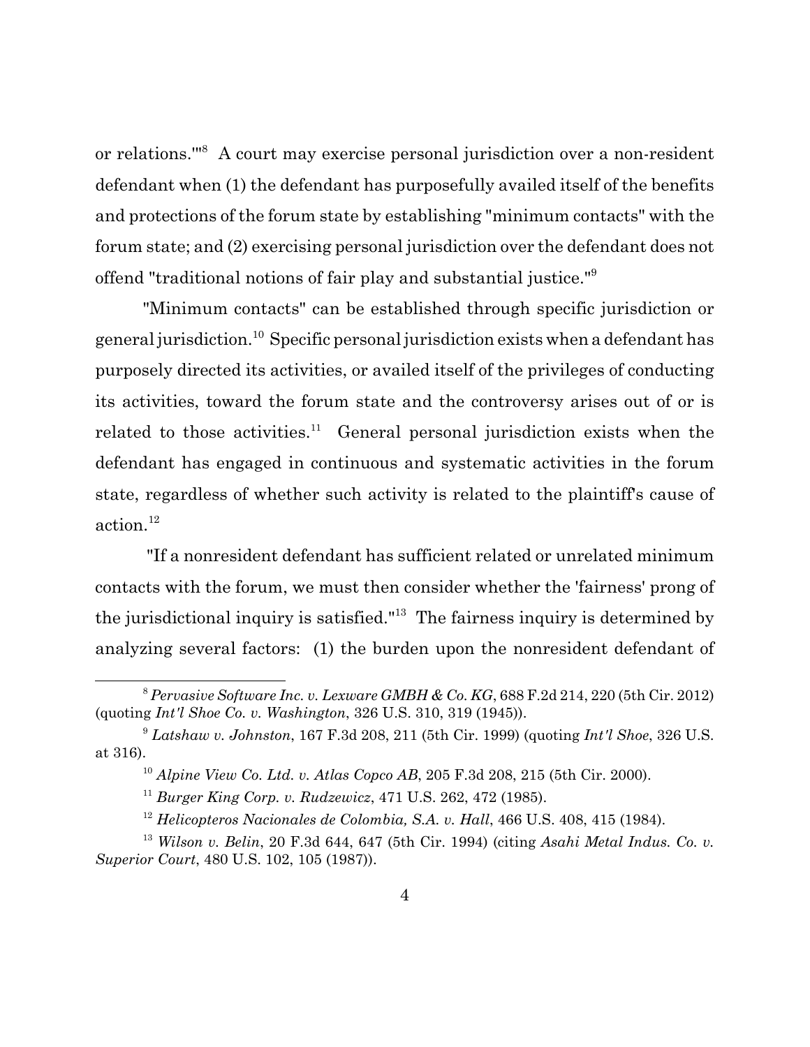or relations.'"[8] A court may exercise personal jurisdiction over a non-resident defendant when (1) the defendant has purposefully availed itself of the benefits and protections of the forum state by establishing "minimum contacts" with the forum state; and (2) exercising personal jurisdiction over the defendant does not offend "traditional notions of fair play and substantial justice."[9]

"Minimum contacts" can be established through specific jurisdiction or general jurisdiction.[10] Specific personal jurisdiction exists when a defendant has purposely directed its activities, or availed itself of the privileges of conducting its activities, toward the forum state and the controversy arises out of or is related to those activities.[11] General personal jurisdiction exists when the defendant has engaged in continuous and systematic activities in the forum state, regardless of whether such activity is related to the plaintiff's cause of action.[12]

"If a nonresident defendant has sufficient related or unrelated minimum contacts with the forum, we must then consider whether the 'fairness' prong of the jurisdictional inquiry is satisfied."[13] The fairness inquiry is determined by analyzing several factors: (1) the burden upon the nonresident defendant of

---

[8] *Pervasive Software Inc. v. Lexware GMBH & Co. KG*, 688 F.2d 214, 220 (5th Cir. 2012) (quoting *Int'l Shoe Co. v. Washington*, 326 U.S. 310, 319 (1945)).

[9] *Latshaw v. Johnston*, 167 F.3d 208, 211 (5th Cir. 1999) (quoting *Int'l Shoe*, 326 U.S. at 316).

[10] *Alpine View Co. Ltd. v. Atlas Copco AB*, 205 F.3d 208, 215 (5th Cir. 2000).

[11] *Burger King Corp. v. Rudzewicz*, 471 U.S. 262, 472 (1985).

[12] *Helicopteros Nacionales de Colombia, S.A. v. Hall*, 466 U.S. 408, 415 (1984).

[13] *Wilson v. Belin*, 20 F.3d 644, 647 (5th Cir. 1994) (citing *Asahi Metal Indus. Co. v. Superior Court*, 480 U.S. 102, 105 (1987)).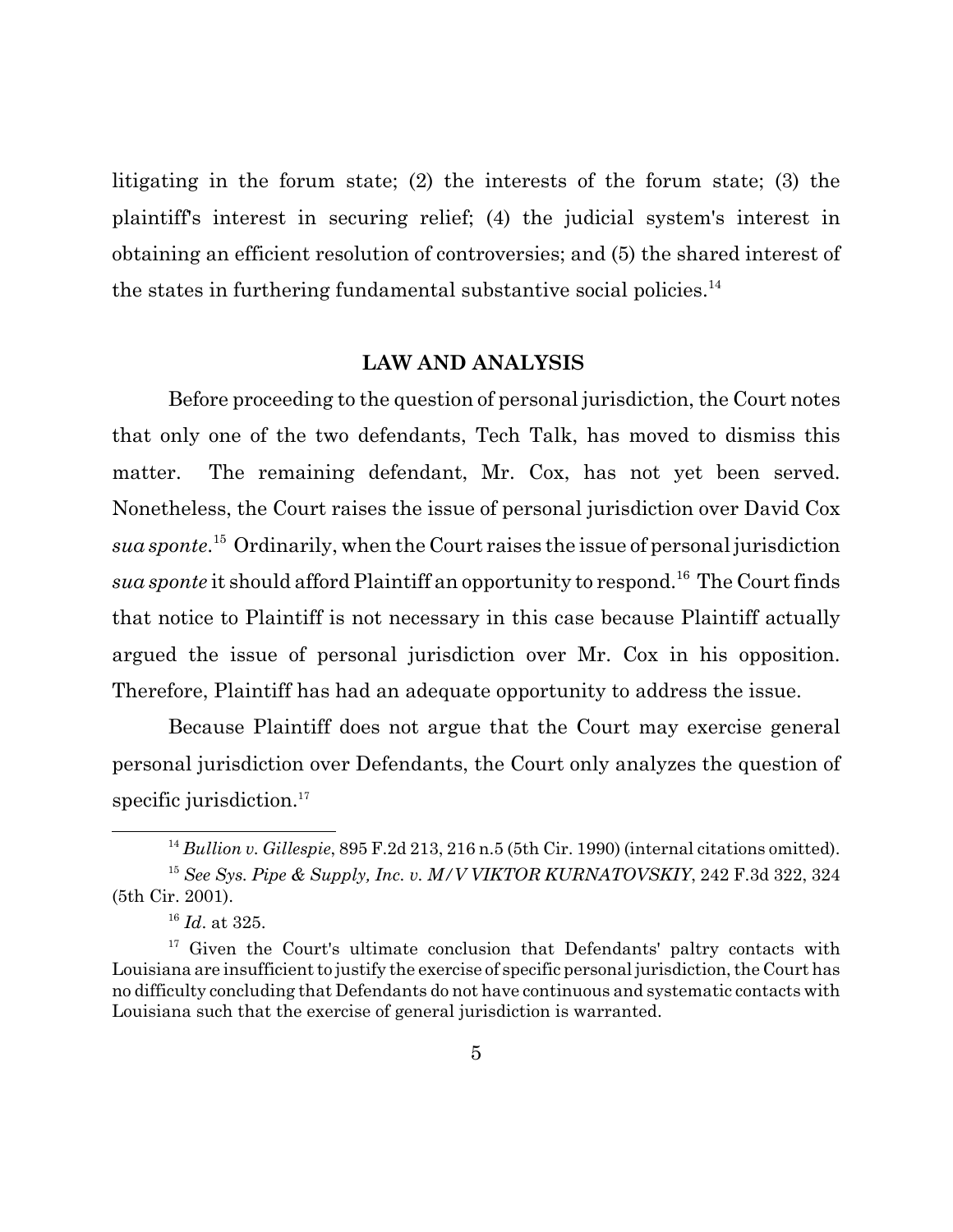litigating in the forum state; (2) the interests of the forum state; (3) the plaintiff's interest in securing relief; (4) the judicial system's interest in obtaining an efficient resolution of controversies; and (5) the shared interest of the states in furthering fundamental substantive social policies.[14]

## LAW AND ANALYSIS

Before proceeding to the question of personal jurisdiction, the Court notes that only one of the two defendants, Tech Talk, has moved to dismiss this matter. The remaining defendant, Mr. Cox, has not yet been served. Nonetheless, the Court raises the issue of personal jurisdiction over David Cox *sua sponte*.[15] Ordinarily, when the Court raises the issue of personal jurisdiction *sua sponte* it should afford Plaintiff an opportunity to respond.[16] The Court finds that notice to Plaintiff is not necessary in this case because Plaintiff actually argued the issue of personal jurisdiction over Mr. Cox in his opposition. Therefore, Plaintiff has had an adequate opportunity to address the issue.

Because Plaintiff does not argue that the Court may exercise general personal jurisdiction over Defendants, the Court only analyzes the question of specific jurisdiction.[17]

---

[14] *Bullion v. Gillespie*, 895 F.2d 213, 216 n.5 (5th Cir. 1990) (internal citations omitted).

[15] *See Sys. Pipe & Supply, Inc. v. M/V VIKTOR KURNATOVSKIY*, 242 F.3d 322, 324 (5th Cir. 2001).

[16] *Id*. at 325.

[17] Given the Court's ultimate conclusion that Defendants' paltry contacts with Louisiana are insufficient to justify the exercise of specific personal jurisdiction, the Court has no difficulty concluding that Defendants do not have continuous and systematic contacts with Louisiana such that the exercise of general jurisdiction is warranted.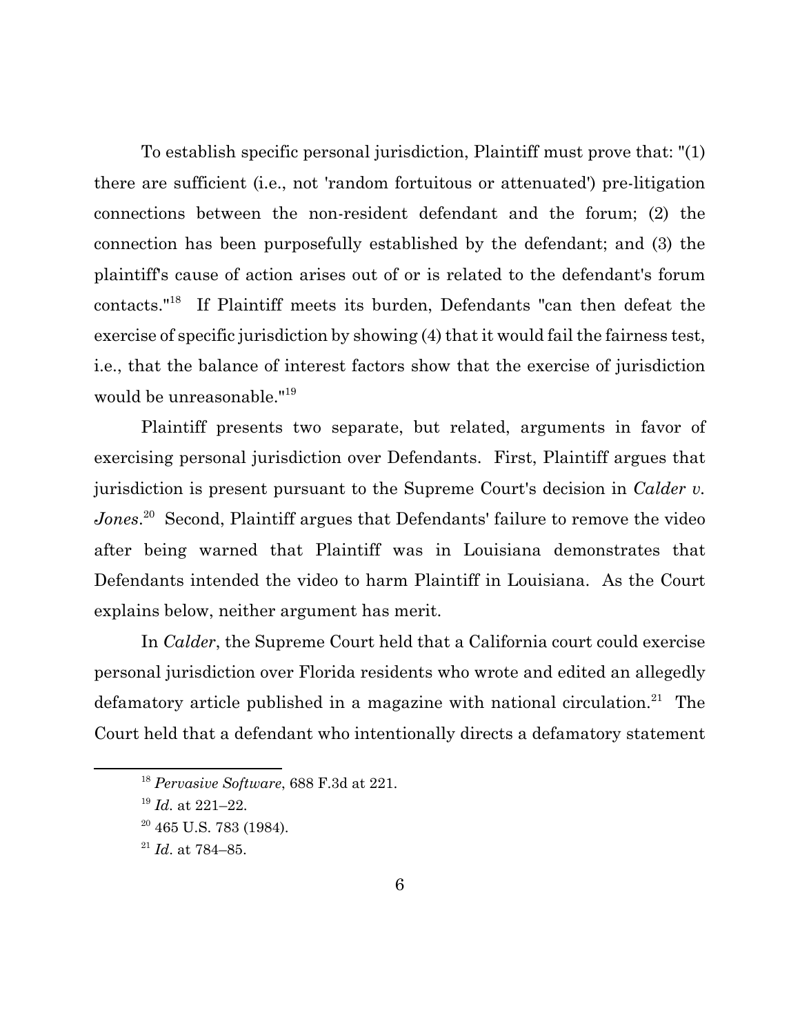To establish specific personal jurisdiction, Plaintiff must prove that: "(1) there are sufficient (i.e., not 'random fortuitous or attenuated') pre-litigation connections between the non-resident defendant and the forum; (2) the connection has been purposefully established by the defendant; and (3) the plaintiff's cause of action arises out of or is related to the defendant's forum contacts."[18] If Plaintiff meets its burden, Defendants "can then defeat the exercise of specific jurisdiction by showing (4) that it would fail the fairness test, i.e., that the balance of interest factors show that the exercise of jurisdiction would be unreasonable."[19]

Plaintiff presents two separate, but related, arguments in favor of exercising personal jurisdiction over Defendants. First, Plaintiff argues that jurisdiction is present pursuant to the Supreme Court's decision in *Calder v. Jones*.[20] Second, Plaintiff argues that Defendants' failure to remove the video after being warned that Plaintiff was in Louisiana demonstrates that Defendants intended the video to harm Plaintiff in Louisiana. As the Court explains below, neither argument has merit.

In *Calder*, the Supreme Court held that a California court could exercise personal jurisdiction over Florida residents who wrote and edited an allegedly defamatory article published in a magazine with national circulation.[21] The Court held that a defendant who intentionally directs a defamatory statement

---

[18] *Pervasive Software*, 688 F.3d at 221.

[19] *Id.* at 221–22.

[20] 465 U.S. 783 (1984).

[21] *Id*. at 784–85.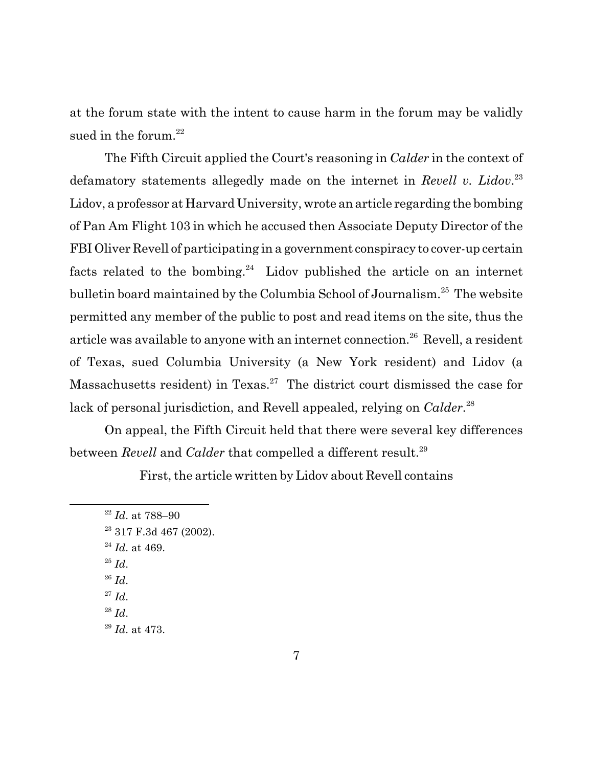at the forum state with the intent to cause harm in the forum may be validly sued in the forum.[22]

The Fifth Circuit applied the Court's reasoning in *Calder* in the context of defamatory statements allegedly made on the internet in *Revell v. Lidov*.[23] Lidov, a professor at Harvard University, wrote an article regarding the bombing of Pan Am Flight 103 in which he accused then Associate Deputy Director of the FBI Oliver Revell of participating in a government conspiracy to cover-up certain facts related to the bombing.[24] Lidov published the article on an internet bulletin board maintained by the Columbia School of Journalism.[25] The website permitted any member of the public to post and read items on the site, thus the article was available to anyone with an internet connection.[26] Revell, a resident of Texas, sued Columbia University (a New York resident) and Lidov (a Massachusetts resident) in Texas.[27] The district court dismissed the case for lack of personal jurisdiction, and Revell appealed, relying on *Calder*.[28]

On appeal, the Fifth Circuit held that there were several key differences between *Revell* and *Calder* that compelled a different result.[29]

> First, the article written by Lidov about Revell contains

---

[22] *Id*. at 788–90

[23] 317 F.3d 467 (2002).

[24] *Id*. at 469.

[25] *Id*.

[26] *Id*.

[27] *Id*.

[28] *Id*.

[29] *Id*. at 473.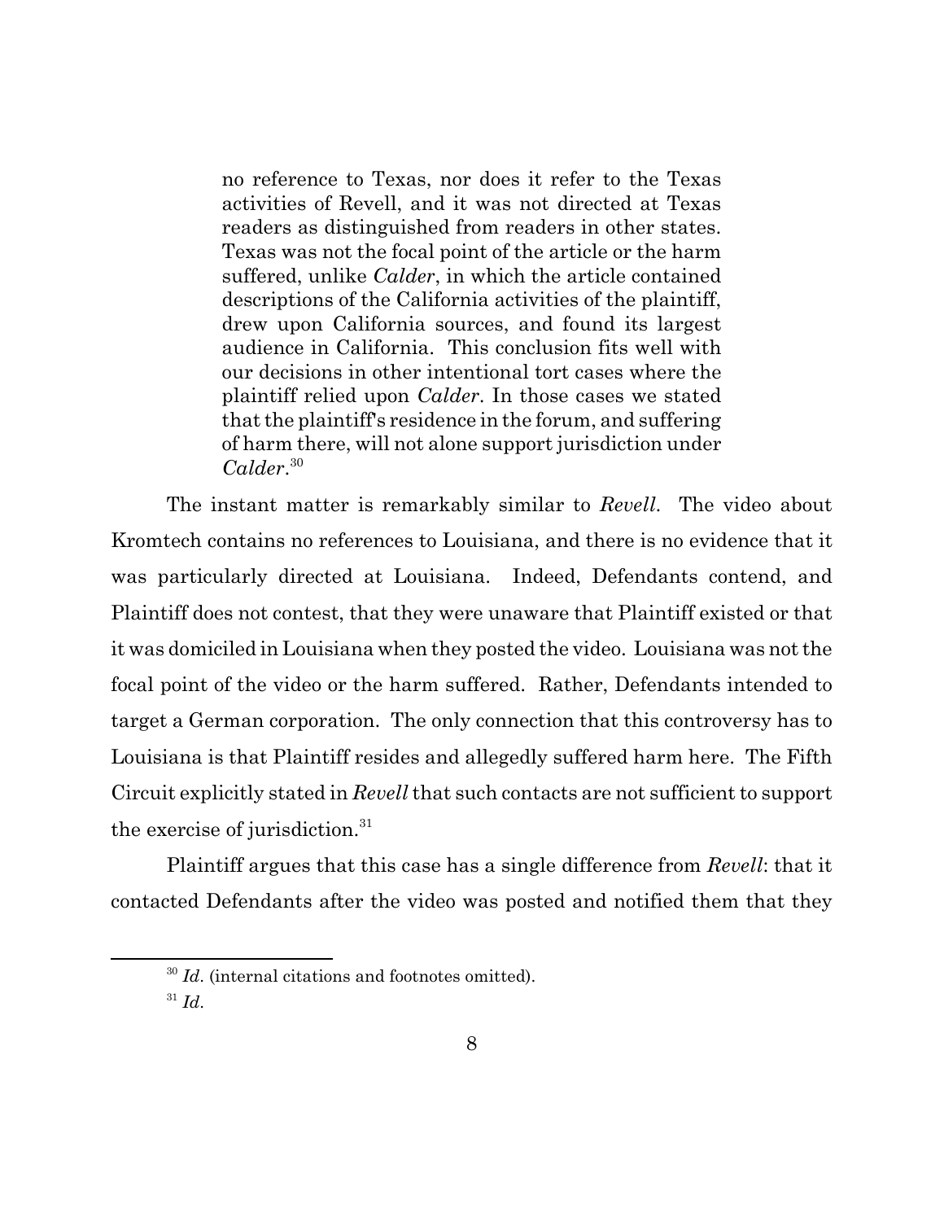> no reference to Texas, nor does it refer to the Texas activities of Revell, and it was not directed at Texas readers as distinguished from readers in other states. Texas was not the focal point of the article or the harm suffered, unlike *Calder*, in which the article contained descriptions of the California activities of the plaintiff, drew upon California sources, and found its largest audience in California. This conclusion fits well with our decisions in other intentional tort cases where the plaintiff relied upon *Calder*. In those cases we stated that the plaintiff's residence in the forum, and suffering of harm there, will not alone support jurisdiction under *Calder*.[30]

The instant matter is remarkably similar to *Revell*. The video about Kromtech contains no references to Louisiana, and there is no evidence that it was particularly directed at Louisiana. Indeed, Defendants contend, and Plaintiff does not contest, that they were unaware that Plaintiff existed or that it was domiciled in Louisiana when they posted the video. Louisiana was not the focal point of the video or the harm suffered. Rather, Defendants intended to target a German corporation. The only connection that this controversy has to Louisiana is that Plaintiff resides and allegedly suffered harm here. The Fifth Circuit explicitly stated in *Revell* that such contacts are not sufficient to support the exercise of jurisdiction.[31]

Plaintiff argues that this case has a single difference from *Revell*: that it contacted Defendants after the video was posted and notified them that they

---

[30] *Id*. (internal citations and footnotes omitted).

[31] *Id*.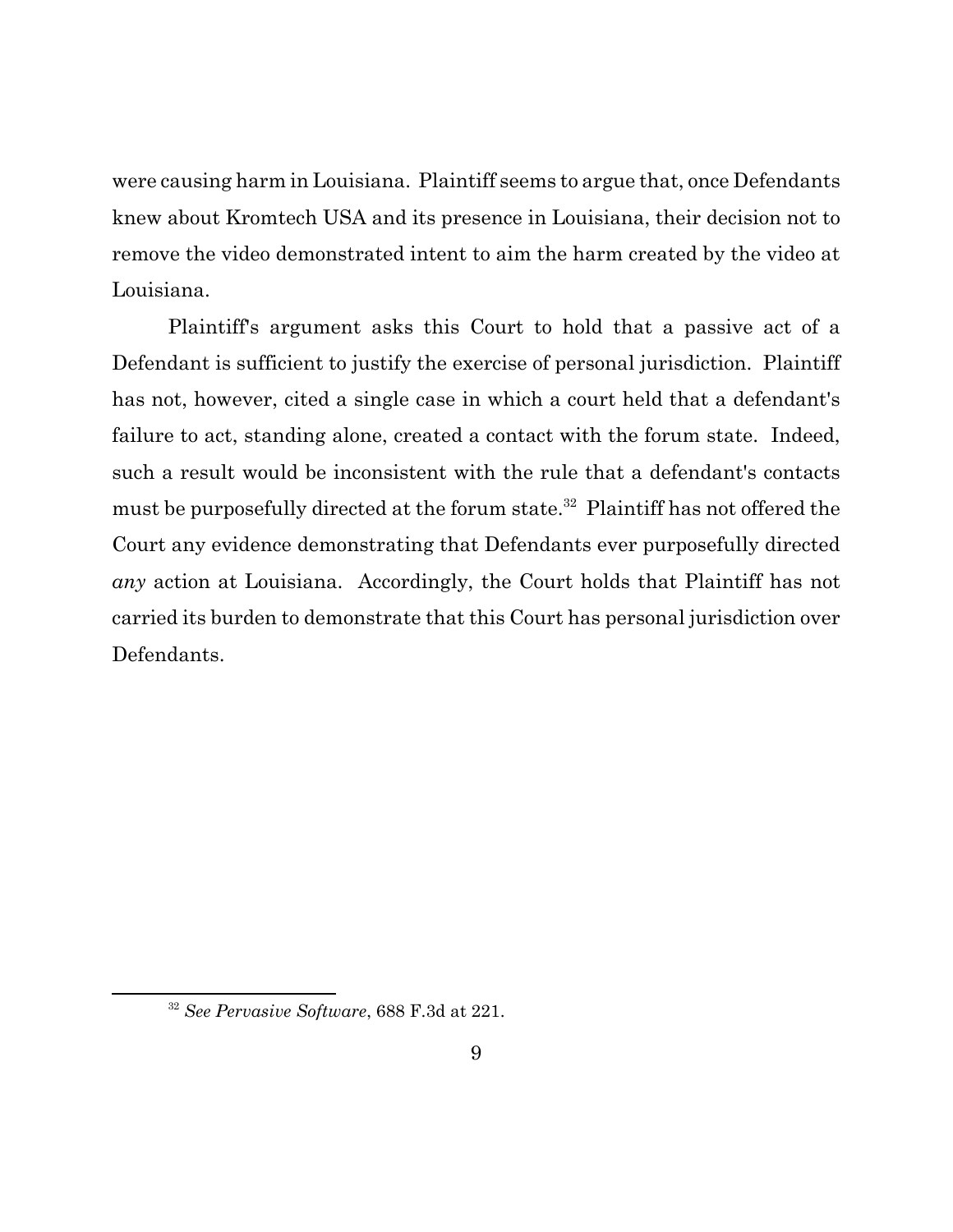were causing harm in Louisiana. Plaintiff seems to argue that, once Defendants knew about Kromtech USA and its presence in Louisiana, their decision not to remove the video demonstrated intent to aim the harm created by the video at Louisiana.

Plaintiff's argument asks this Court to hold that a passive act of a Defendant is sufficient to justify the exercise of personal jurisdiction. Plaintiff has not, however, cited a single case in which a court held that a defendant's failure to act, standing alone, created a contact with the forum state. Indeed, such a result would be inconsistent with the rule that a defendant's contacts must be purposefully directed at the forum state.[32] Plaintiff has not offered the Court any evidence demonstrating that Defendants ever purposefully directed *any* action at Louisiana. Accordingly, the Court holds that Plaintiff has not carried its burden to demonstrate that this Court has personal jurisdiction over Defendants.

---

[32] *See Pervasive Software*, 688 F.3d at 221.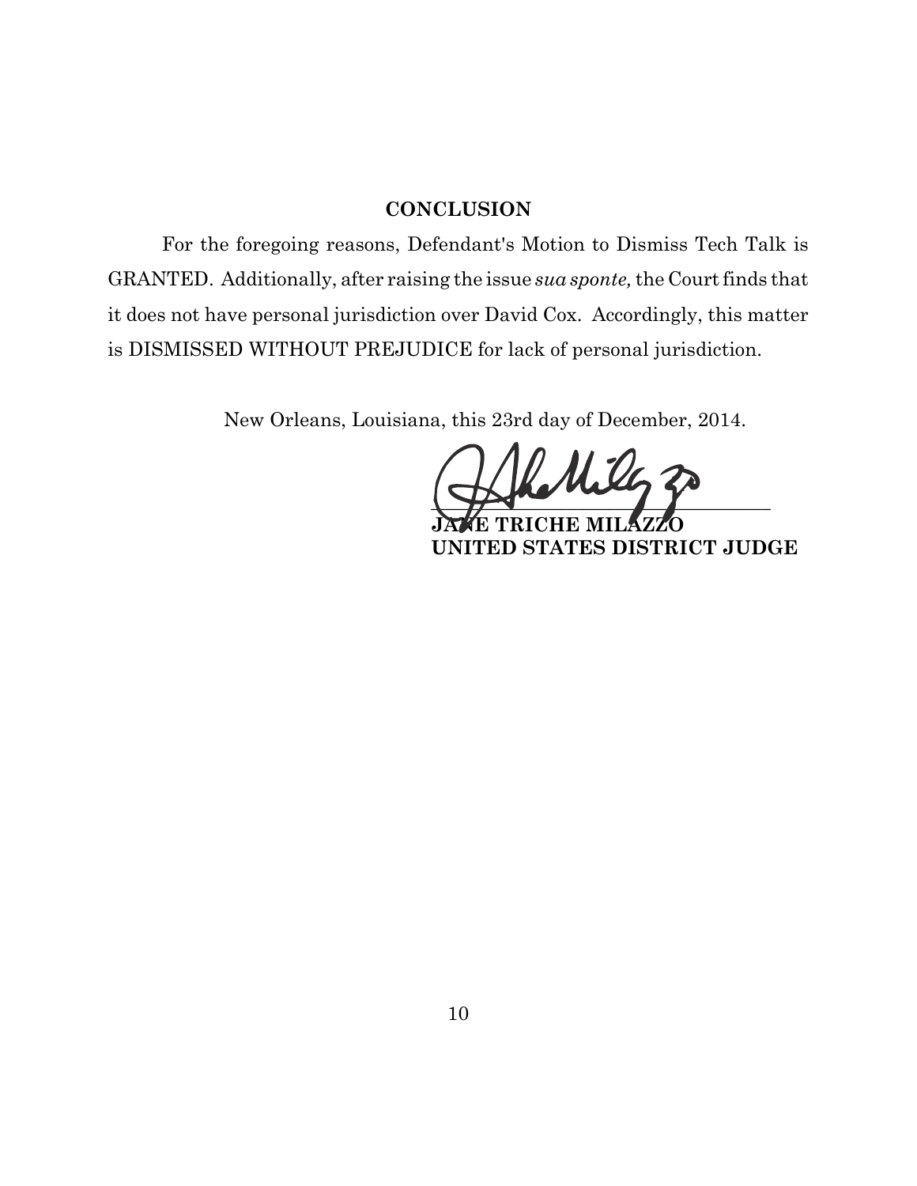## CONCLUSION

For the foregoing reasons, Defendant's Motion to Dismiss Tech Talk is GRANTED. Additionally, after raising the issue *sua sponte,* the Court finds that it does not have personal jurisdiction over David Cox. Accordingly, this matter is DISMISSED WITHOUT PREJUDICE for lack of personal jurisdiction.

New Orleans, Louisiana, this 23rd day of December, 2014.

**JANE TRICHE MILAZZO**
**UNITED STATES DISTRICT JUDGE**